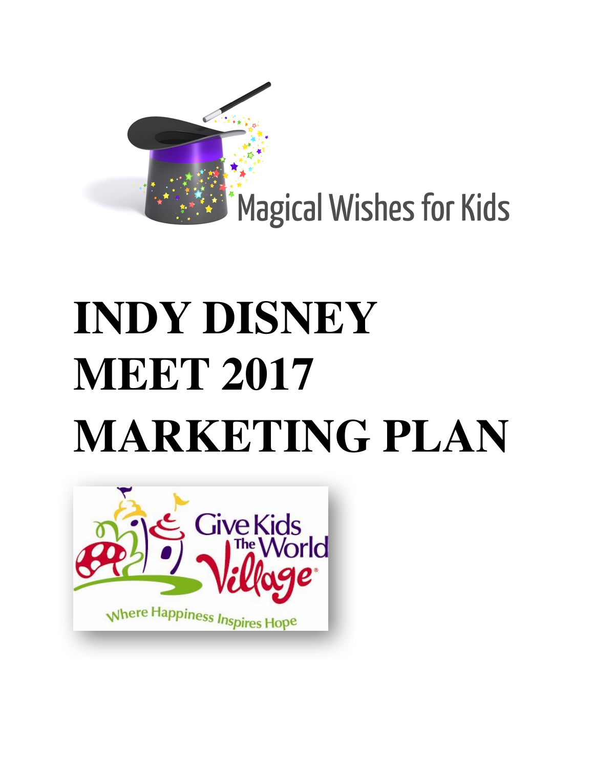Magical Wishes for Kids

# INDY DISNEY MEET 2017 MARKETING PLAN

Give Kids The World Village

Where Happiness Inspires Hope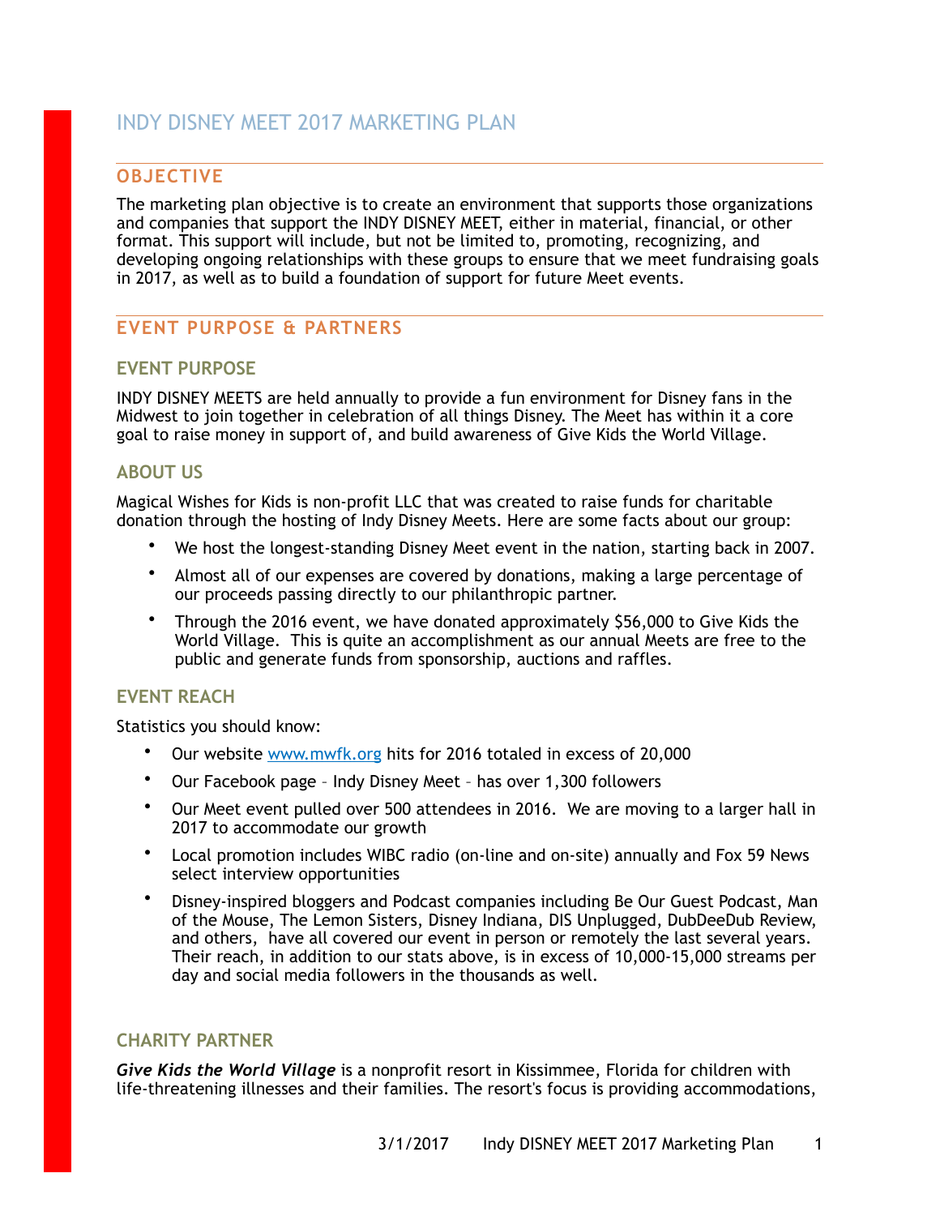# INDY DISNEY MEET 2017 MARKETING PLAN

## OBJECTIVE

The marketing plan objective is to create an environment that supports those organizations and companies that support the INDY DISNEY MEET, either in material, financial, or other format. This support will include, but not be limited to, promoting, recognizing, and developing ongoing relationships with these groups to ensure that we meet fundraising goals in 2017, as well as to build a foundation of support for future Meet events.

## EVENT PURPOSE & PARTNERS

### EVENT PURPOSE

INDY DISNEY MEETS are held annually to provide a fun environment for Disney fans in the Midwest to join together in celebration of all things Disney. The Meet has within it a core goal to raise money in support of, and build awareness of Give Kids the World Village.

### ABOUT US

Magical Wishes for Kids is non-profit LLC that was created to raise funds for charitable donation through the hosting of Indy Disney Meets. Here are some facts about our group:

- We host the longest-standing Disney Meet event in the nation, starting back in 2007.
- Almost all of our expenses are covered by donations, making a large percentage of our proceeds passing directly to our philanthropic partner.
- Through the 2016 event, we have donated approximately $56,000 to Give Kids the World Village. This is quite an accomplishment as our annual Meets are free to the public and generate funds from sponsorship, auctions and raffles.

### EVENT REACH

Statistics you should know:

- Our website [www.mwfk.org](http://www.mwfk.org) hits for 2016 totaled in excess of 20,000
- Our Facebook page – Indy Disney Meet – has over 1,300 followers
- Our Meet event pulled over 500 attendees in 2016. We are moving to a larger hall in 2017 to accommodate our growth
- Local promotion includes WIBC radio (on-line and on-site) annually and Fox 59 News select interview opportunities
- Disney-inspired bloggers and Podcast companies including Be Our Guest Podcast, Man of the Mouse, The Lemon Sisters, Disney Indiana, DIS Unplugged, DubDeeDub Review, and others, have all covered our event in person or remotely the last several years. Their reach, in addition to our stats above, is in excess of 10,000-15,000 streams per day and social media followers in the thousands as well.

### CHARITY PARTNER

***Give Kids the World Village*** is a nonprofit resort in Kissimmee, Florida for children with life-threatening illnesses and their families. The resort's focus is providing accommodations,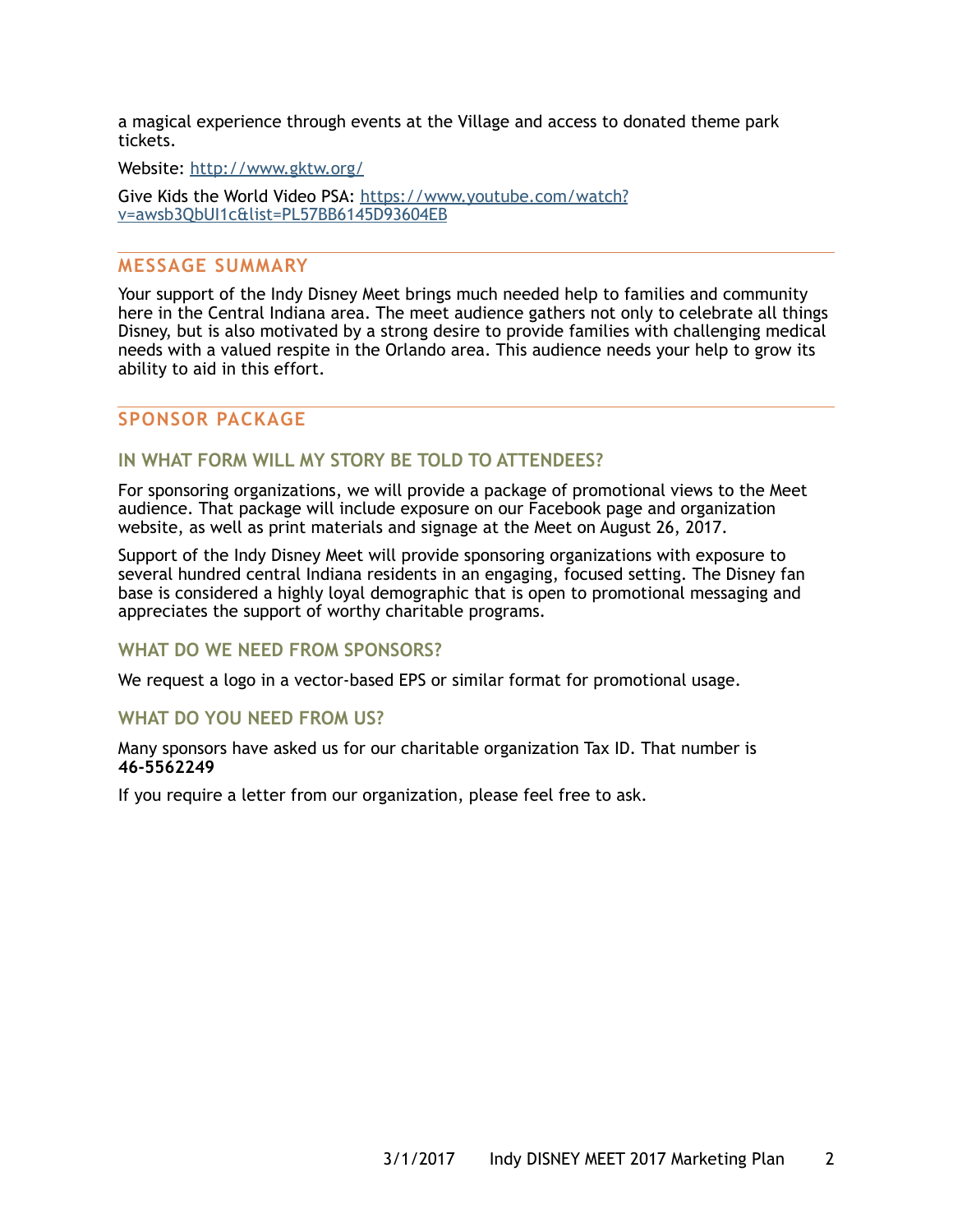a magical experience through events at the Village and access to donated theme park tickets.

Website: [http://www.gktw.org/](http://www.gktw.org/)

Give Kids the World Video PSA: [https://www.youtube.com/watch?v=awsb3QbUI1c&list=PL57BB6145D93604EB](https://www.youtube.com/watch?v=awsb3QbUI1c&list=PL57BB6145D93604EB)

## MESSAGE SUMMARY

Your support of the Indy Disney Meet brings much needed help to families and community here in the Central Indiana area. The meet audience gathers not only to celebrate all things Disney, but is also motivated by a strong desire to provide families with challenging medical needs with a valued respite in the Orlando area. This audience needs your help to grow its ability to aid in this effort.

## SPONSOR PACKAGE

### IN WHAT FORM WILL MY STORY BE TOLD TO ATTENDEES?

For sponsoring organizations, we will provide a package of promotional views to the Meet audience. That package will include exposure on our Facebook page and organization website, as well as print materials and signage at the Meet on August 26, 2017.

Support of the Indy Disney Meet will provide sponsoring organizations with exposure to several hundred central Indiana residents in an engaging, focused setting. The Disney fan base is considered a highly loyal demographic that is open to promotional messaging and appreciates the support of worthy charitable programs.

### WHAT DO WE NEED FROM SPONSORS?

We request a logo in a vector-based EPS or similar format for promotional usage.

### WHAT DO YOU NEED FROM US?

Many sponsors have asked us for our charitable organization Tax ID. That number is **46-5562249**

If you require a letter from our organization, please feel free to ask.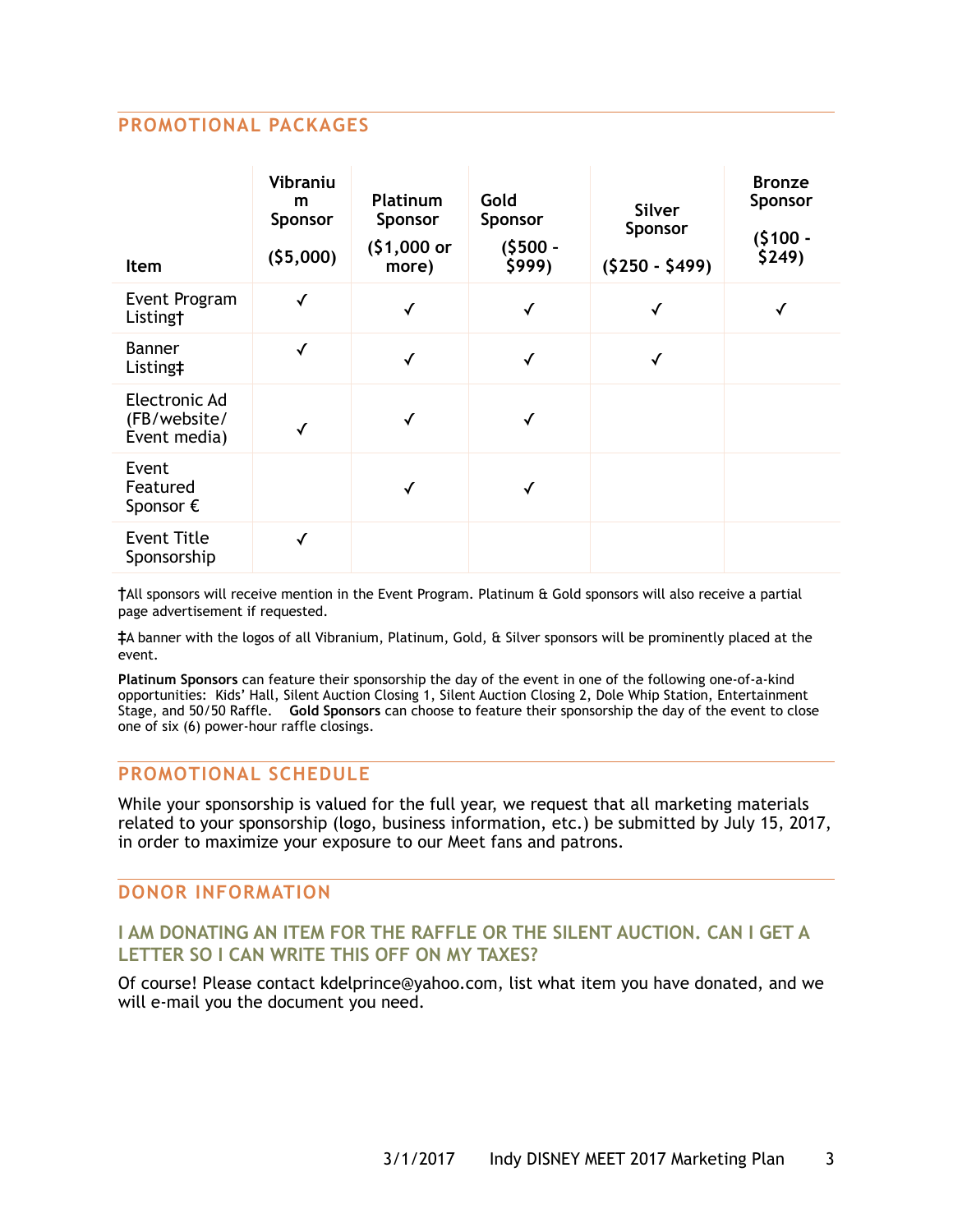## PROMOTIONAL PACKAGES

| Item | Vibranium Sponsor ($5,000) | Platinum Sponsor ($1,000 or more) | Gold Sponsor ($500 - $999) | Silver Sponsor ($250 - $499) | Bronze Sponsor ($100 - $249) |
|---|---|---|---|---|---|
| Event Program Listing† | ✓ | ✓ | ✓ | ✓ | ✓ |
| Banner Listing‡ | ✓ | ✓ | ✓ | ✓ | |
| Electronic Ad (FB/website/ Event media) | ✓ | ✓ | ✓ | | |
| Event Featured Sponsor € | | ✓ | ✓ | | |
| Event Title Sponsorship | ✓ | | | | |

†All sponsors will receive mention in the Event Program. Platinum & Gold sponsors will also receive a partial page advertisement if requested.

‡A banner with the logos of all Vibranium, Platinum, Gold, & Silver sponsors will be prominently placed at the event.

**Platinum Sponsors** can feature their sponsorship the day of the event in one of the following one-of-a-kind opportunities: Kids' Hall, Silent Auction Closing 1, Silent Auction Closing 2, Dole Whip Station, Entertainment Stage, and 50/50 Raffle. **Gold Sponsors** can choose to feature their sponsorship the day of the event to close one of six (6) power-hour raffle closings.

## PROMOTIONAL SCHEDULE

While your sponsorship is valued for the full year, we request that all marketing materials related to your sponsorship (logo, business information, etc.) be submitted by July 15, 2017, in order to maximize your exposure to our Meet fans and patrons.

## DONOR INFORMATION

### I AM DONATING AN ITEM FOR THE RAFFLE OR THE SILENT AUCTION. CAN I GET A LETTER SO I CAN WRITE THIS OFF ON MY TAXES?

Of course! Please contact kdelprince@yahoo.com, list what item you have donated, and we will e-mail you the document you need.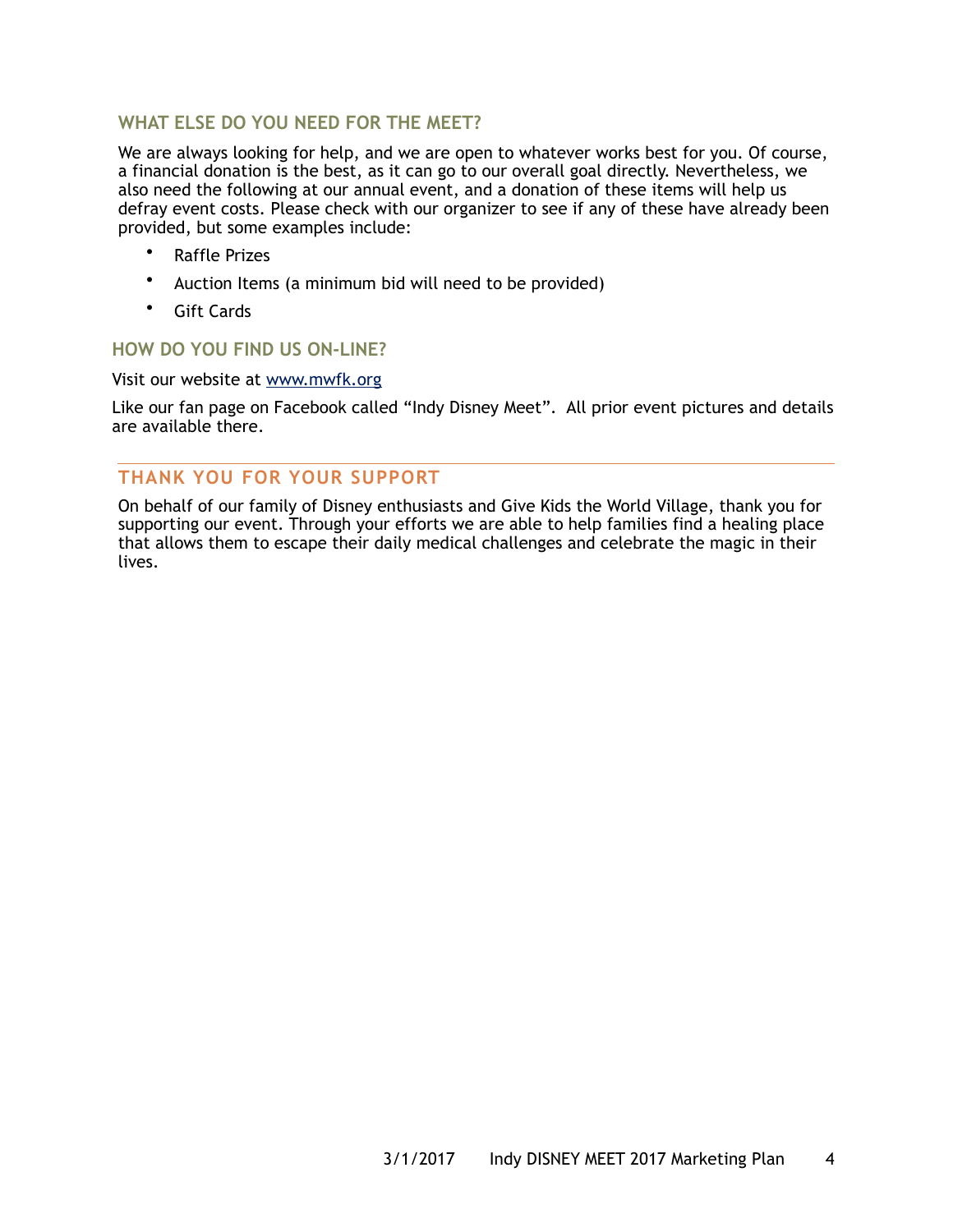## WHAT ELSE DO YOU NEED FOR THE MEET?

We are always looking for help, and we are open to whatever works best for you. Of course, a financial donation is the best, as it can go to our overall goal directly. Nevertheless, we also need the following at our annual event, and a donation of these items will help us defray event costs. Please check with our organizer to see if any of these have already been provided, but some examples include:

- Raffle Prizes
- Auction Items (a minimum bid will need to be provided)
- Gift Cards

## HOW DO YOU FIND US ON-LINE?

Visit our website at [www.mwfk.org](http://www.mwfk.org)

Like our fan page on Facebook called "Indy Disney Meet". All prior event pictures and details are available there.

## THANK YOU FOR YOUR SUPPORT

On behalf of our family of Disney enthusiasts and Give Kids the World Village, thank you for supporting our event. Through your efforts we are able to help families find a healing place that allows them to escape their daily medical challenges and celebrate the magic in their lives.